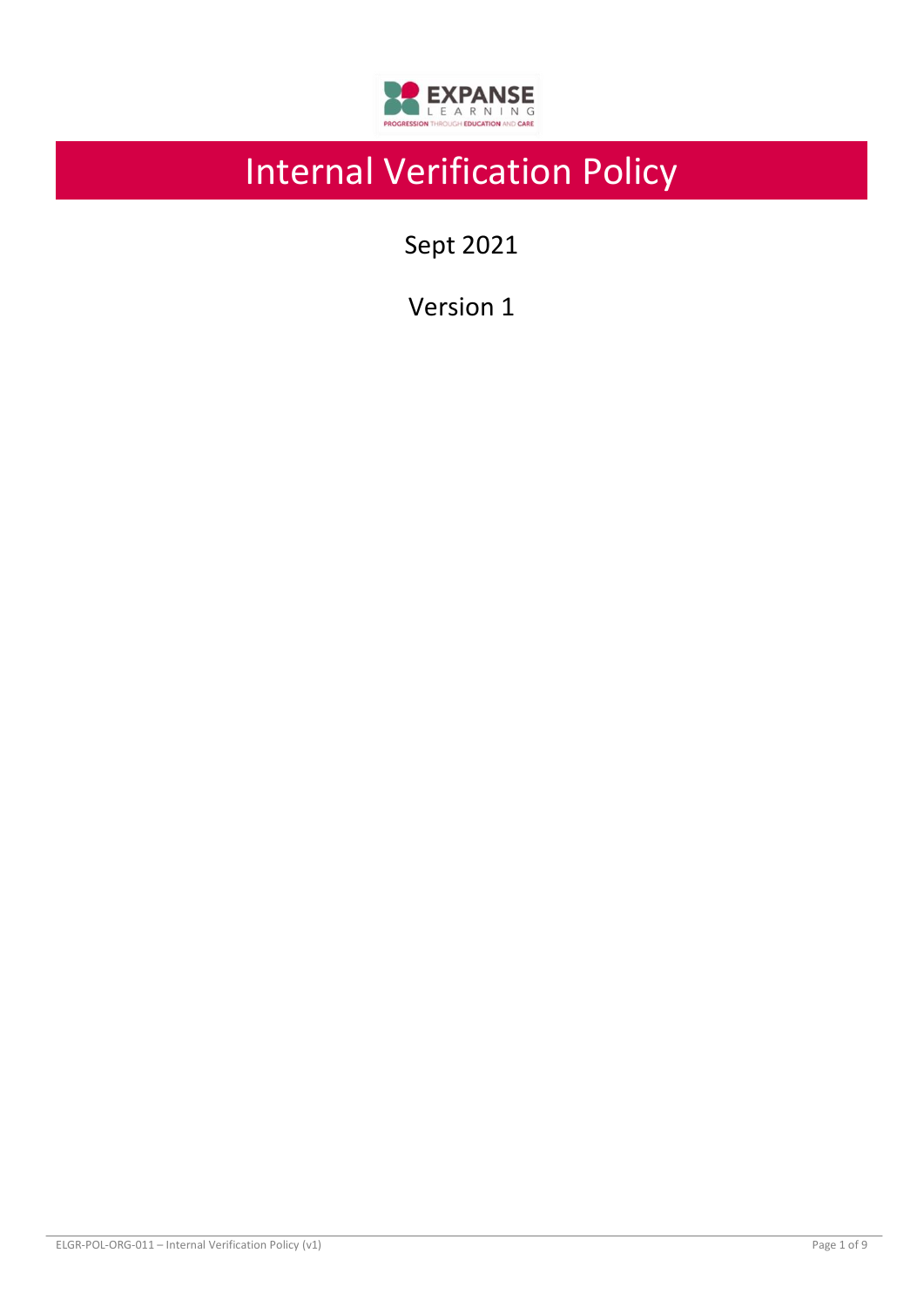# Internal Verification Policy

Sept 2021

Version 1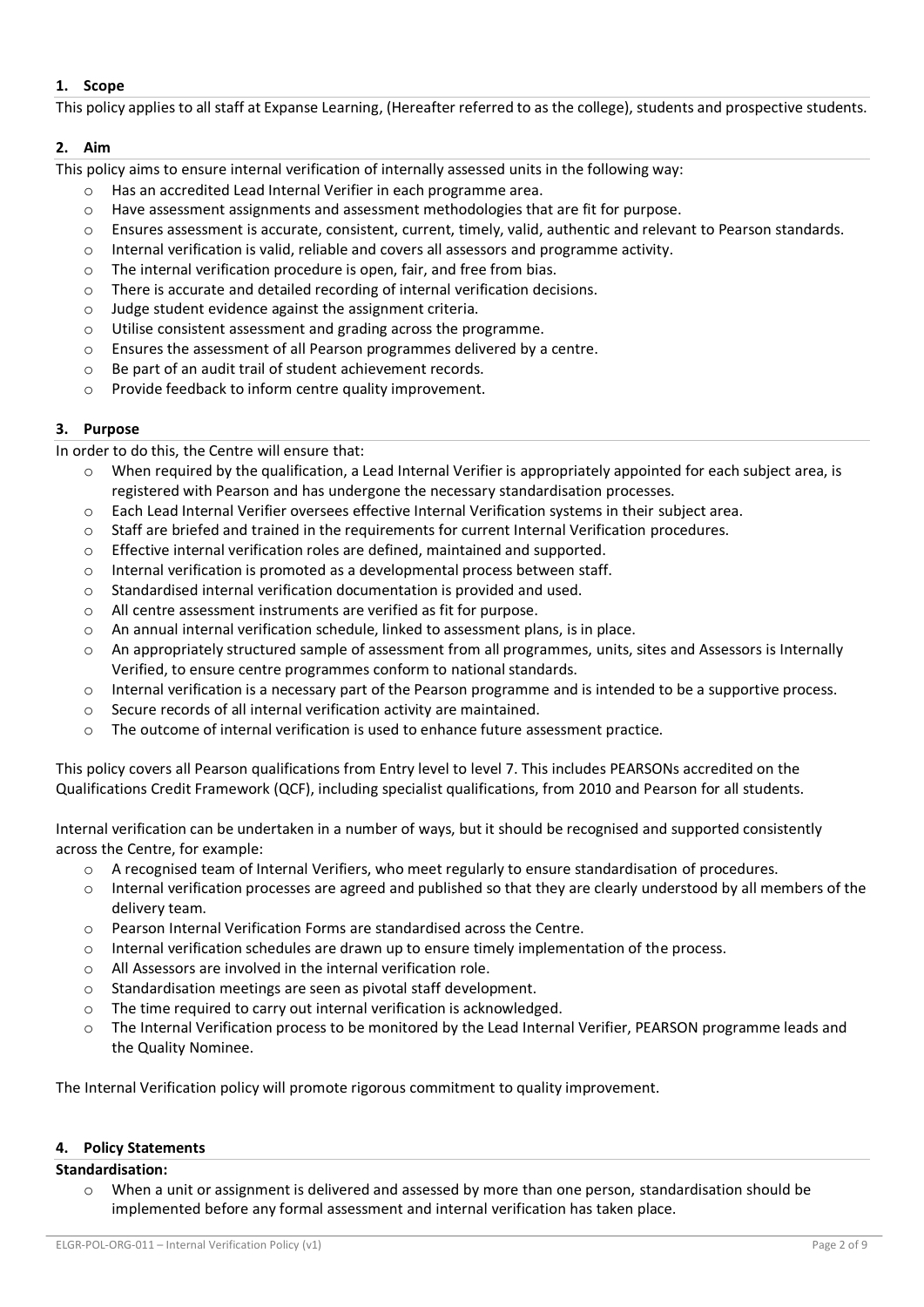## 1. Scope

This policy applies to all staff at Expanse Learning, (Hereafter referred to as the college), students and prospective students.

## 2. Aim

This policy aims to ensure internal verification of internally assessed units in the following way:

- Has an accredited Lead Internal Verifier in each programme area.
- Have assessment assignments and assessment methodologies that are fit for purpose.
- Ensures assessment is accurate, consistent, current, timely, valid, authentic and relevant to Pearson standards.
- Internal verification is valid, reliable and covers all assessors and programme activity.
- The internal verification procedure is open, fair, and free from bias.
- There is accurate and detailed recording of internal verification decisions.
- Judge student evidence against the assignment criteria.
- Utilise consistent assessment and grading across the programme.
- Ensures the assessment of all Pearson programmes delivered by a centre.
- Be part of an audit trail of student achievement records.
- Provide feedback to inform centre quality improvement.

## 3. Purpose

In order to do this, the Centre will ensure that:

- When required by the qualification, a Lead Internal Verifier is appropriately appointed for each subject area, is registered with Pearson and has undergone the necessary standardisation processes.
- Each Lead Internal Verifier oversees effective Internal Verification systems in their subject area.
- Staff are briefed and trained in the requirements for current Internal Verification procedures.
- Effective internal verification roles are defined, maintained and supported.
- Internal verification is promoted as a developmental process between staff.
- Standardised internal verification documentation is provided and used.
- All centre assessment instruments are verified as fit for purpose.
- An annual internal verification schedule, linked to assessment plans, is in place.
- An appropriately structured sample of assessment from all programmes, units, sites and Assessors is Internally Verified, to ensure centre programmes conform to national standards.
- Internal verification is a necessary part of the Pearson programme and is intended to be a supportive process.
- Secure records of all internal verification activity are maintained.
- The outcome of internal verification is used to enhance future assessment practice.

This policy covers all Pearson qualifications from Entry level to level 7. This includes PEARSONs accredited on the Qualifications Credit Framework (QCF), including specialist qualifications, from 2010 and Pearson for all students.

Internal verification can be undertaken in a number of ways, but it should be recognised and supported consistently across the Centre, for example:

- A recognised team of Internal Verifiers, who meet regularly to ensure standardisation of procedures.
- Internal verification processes are agreed and published so that they are clearly understood by all members of the delivery team.
- Pearson Internal Verification Forms are standardised across the Centre.
- Internal verification schedules are drawn up to ensure timely implementation of the process.
- All Assessors are involved in the internal verification role.
- Standardisation meetings are seen as pivotal staff development.
- The time required to carry out internal verification is acknowledged.
- The Internal Verification process to be monitored by the Lead Internal Verifier, PEARSON programme leads and the Quality Nominee.

The Internal Verification policy will promote rigorous commitment to quality improvement.

## 4. Policy Statements

**Standardisation:**

- When a unit or assignment is delivered and assessed by more than one person, standardisation should be implemented before any formal assessment and internal verification has taken place.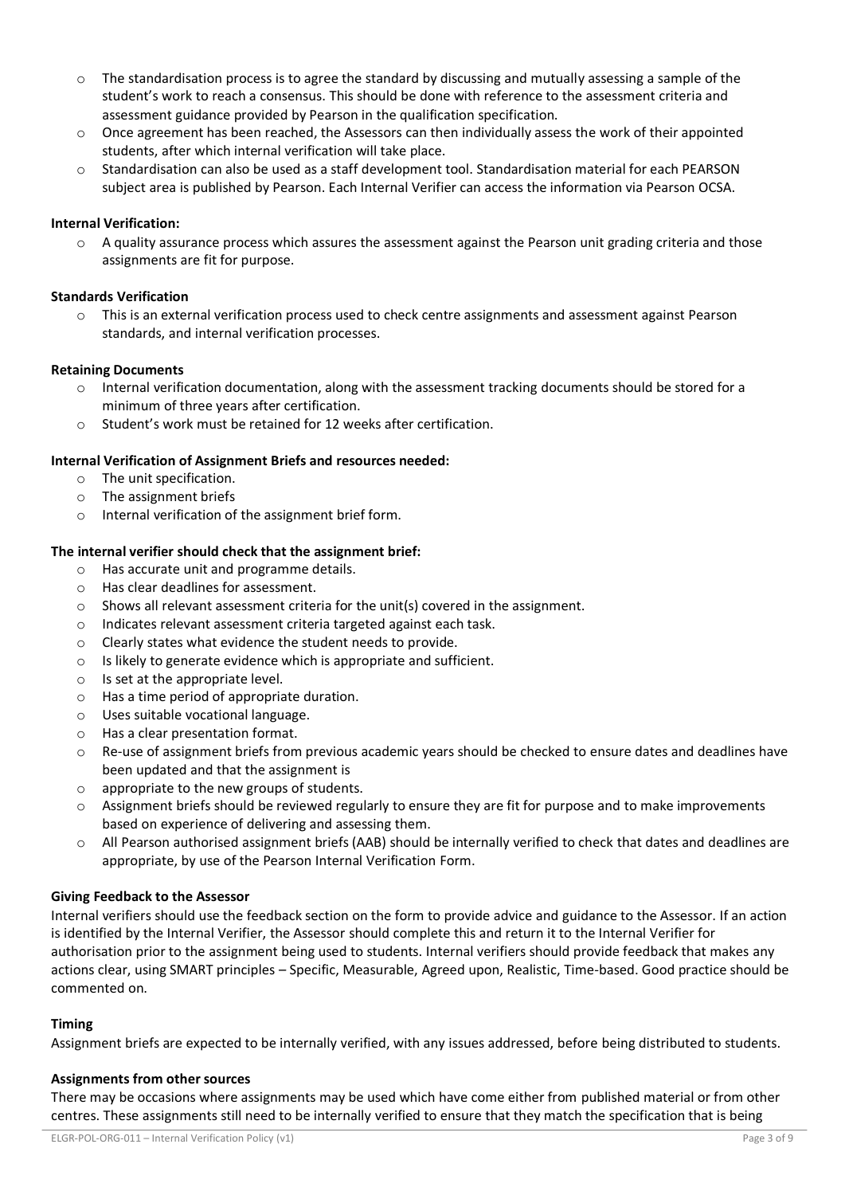- The standardisation process is to agree the standard by discussing and mutually assessing a sample of the student's work to reach a consensus. This should be done with reference to the assessment criteria and assessment guidance provided by Pearson in the qualification specification.
- Once agreement has been reached, the Assessors can then individually assess the work of their appointed students, after which internal verification will take place.
- Standardisation can also be used as a staff development tool. Standardisation material for each PEARSON subject area is published by Pearson. Each Internal Verifier can access the information via Pearson OCSA.

**Internal Verification:**

- A quality assurance process which assures the assessment against the Pearson unit grading criteria and those assignments are fit for purpose.

**Standards Verification**

- This is an external verification process used to check centre assignments and assessment against Pearson standards, and internal verification processes.

**Retaining Documents**

- Internal verification documentation, along with the assessment tracking documents should be stored for a minimum of three years after certification.
- Student's work must be retained for 12 weeks after certification.

**Internal Verification of Assignment Briefs and resources needed:**

- The unit specification.
- The assignment briefs
- Internal verification of the assignment brief form.

**The internal verifier should check that the assignment brief:**

- Has accurate unit and programme details.
- Has clear deadlines for assessment.
- Shows all relevant assessment criteria for the unit(s) covered in the assignment.
- Indicates relevant assessment criteria targeted against each task.
- Clearly states what evidence the student needs to provide.
- Is likely to generate evidence which is appropriate and sufficient.
- Is set at the appropriate level.
- Has a time period of appropriate duration.
- Uses suitable vocational language.
- Has a clear presentation format.
- Re-use of assignment briefs from previous academic years should be checked to ensure dates and deadlines have been updated and that the assignment is
- appropriate to the new groups of students.
- Assignment briefs should be reviewed regularly to ensure they are fit for purpose and to make improvements based on experience of delivering and assessing them.
- All Pearson authorised assignment briefs (AAB) should be internally verified to check that dates and deadlines are appropriate, by use of the Pearson Internal Verification Form.

**Giving Feedback to the Assessor**

Internal verifiers should use the feedback section on the form to provide advice and guidance to the Assessor. If an action is identified by the Internal Verifier, the Assessor should complete this and return it to the Internal Verifier for authorisation prior to the assignment being used to students. Internal verifiers should provide feedback that makes any actions clear, using SMART principles – Specific, Measurable, Agreed upon, Realistic, Time-based. Good practice should be commented on.

**Timing**

Assignment briefs are expected to be internally verified, with any issues addressed, before being distributed to students.

**Assignments from other sources**

There may be occasions where assignments may be used which have come either from published material or from other centres. These assignments still need to be internally verified to ensure that they match the specification that is being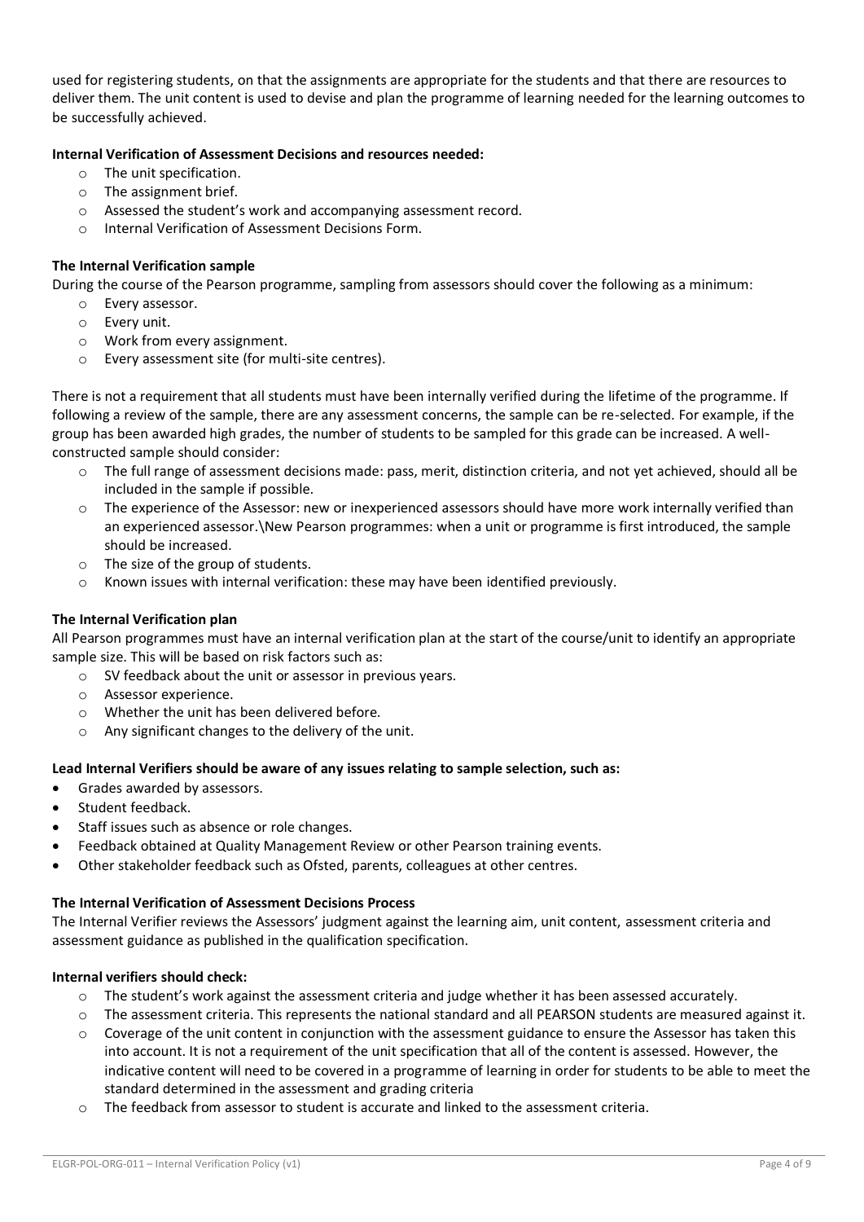used for registering students, on that the assignments are appropriate for the students and that there are resources to deliver them. The unit content is used to devise and plan the programme of learning needed for the learning outcomes to be successfully achieved.

**Internal Verification of Assessment Decisions and resources needed:**

- The unit specification.
- The assignment brief.
- Assessed the student's work and accompanying assessment record.
- Internal Verification of Assessment Decisions Form.

**The Internal Verification sample**

During the course of the Pearson programme, sampling from assessors should cover the following as a minimum:

- Every assessor.
- Every unit.
- Work from every assignment.
- Every assessment site (for multi-site centres).

There is not a requirement that all students must have been internally verified during the lifetime of the programme. If following a review of the sample, there are any assessment concerns, the sample can be re-selected. For example, if the group has been awarded high grades, the number of students to be sampled for this grade can be increased. A well-constructed sample should consider:

- The full range of assessment decisions made: pass, merit, distinction criteria, and not yet achieved, should all be included in the sample if possible.
- The experience of the Assessor: new or inexperienced assessors should have more work internally verified than an experienced assessor.\New Pearson programmes: when a unit or programme is first introduced, the sample should be increased.
- The size of the group of students.
- Known issues with internal verification: these may have been identified previously.

**The Internal Verification plan**

All Pearson programmes must have an internal verification plan at the start of the course/unit to identify an appropriate sample size. This will be based on risk factors such as:

- SV feedback about the unit or assessor in previous years.
- Assessor experience.
- Whether the unit has been delivered before.
- Any significant changes to the delivery of the unit.

**Lead Internal Verifiers should be aware of any issues relating to sample selection, such as:**

- Grades awarded by assessors.
- Student feedback.
- Staff issues such as absence or role changes.
- Feedback obtained at Quality Management Review or other Pearson training events.
- Other stakeholder feedback such as Ofsted, parents, colleagues at other centres.

**The Internal Verification of Assessment Decisions Process**

The Internal Verifier reviews the Assessors' judgment against the learning aim, unit content, assessment criteria and assessment guidance as published in the qualification specification.

**Internal verifiers should check:**

- The student's work against the assessment criteria and judge whether it has been assessed accurately.
- The assessment criteria. This represents the national standard and all PEARSON students are measured against it.
- Coverage of the unit content in conjunction with the assessment guidance to ensure the Assessor has taken this into account. It is not a requirement of the unit specification that all of the content is assessed. However, the indicative content will need to be covered in a programme of learning in order for students to be able to meet the standard determined in the assessment and grading criteria
- The feedback from assessor to student is accurate and linked to the assessment criteria.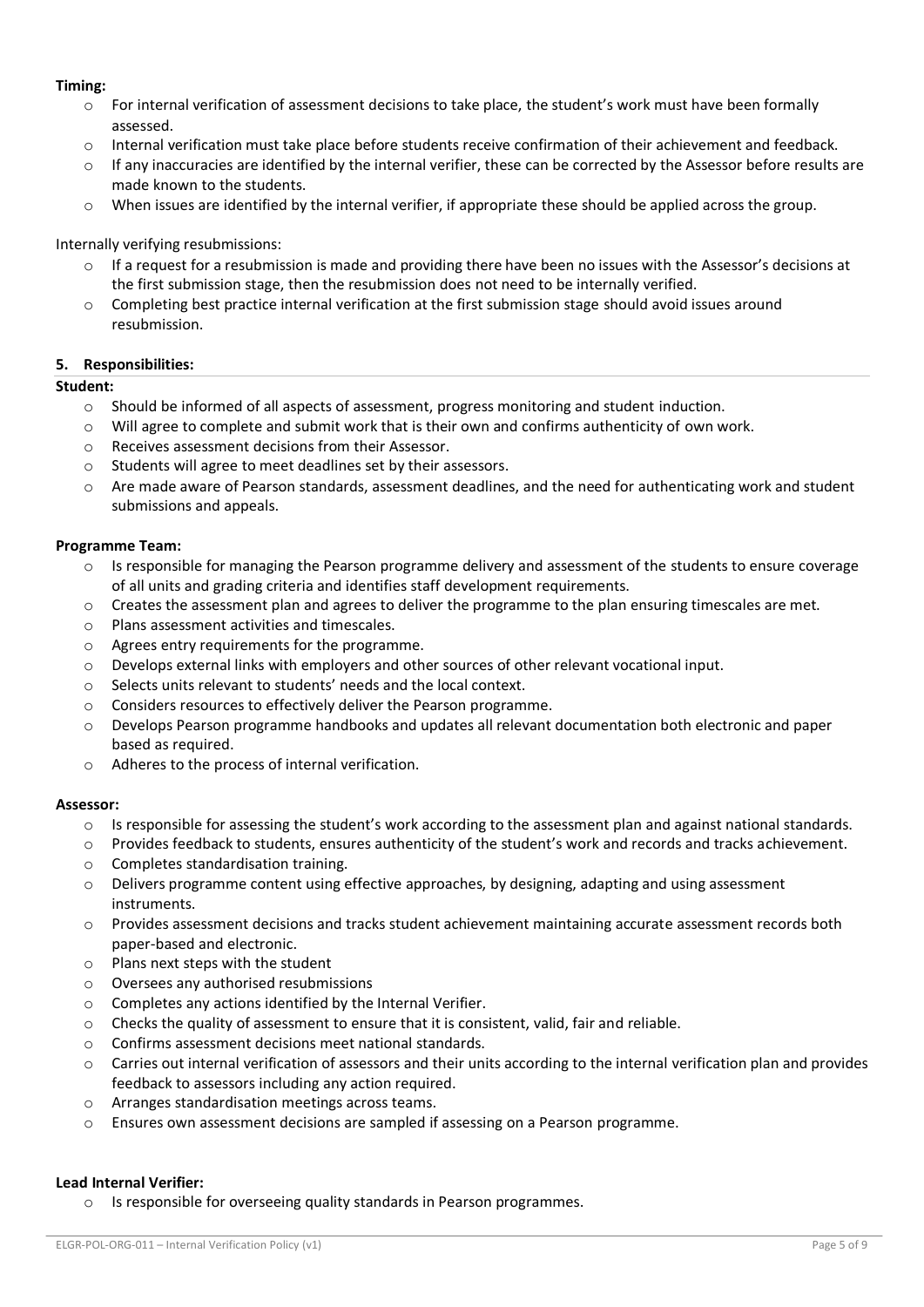**Timing:**

- For internal verification of assessment decisions to take place, the student's work must have been formally assessed.
- Internal verification must take place before students receive confirmation of their achievement and feedback.
- If any inaccuracies are identified by the internal verifier, these can be corrected by the Assessor before results are made known to the students.
- When issues are identified by the internal verifier, if appropriate these should be applied across the group.

Internally verifying resubmissions:

- If a request for a resubmission is made and providing there have been no issues with the Assessor's decisions at the first submission stage, then the resubmission does not need to be internally verified.
- Completing best practice internal verification at the first submission stage should avoid issues around resubmission.

## 5. Responsibilities:

**Student:**

- Should be informed of all aspects of assessment, progress monitoring and student induction.
- Will agree to complete and submit work that is their own and confirms authenticity of own work.
- Receives assessment decisions from their Assessor.
- Students will agree to meet deadlines set by their assessors.
- Are made aware of Pearson standards, assessment deadlines, and the need for authenticating work and student submissions and appeals.

**Programme Team:**

- Is responsible for managing the Pearson programme delivery and assessment of the students to ensure coverage of all units and grading criteria and identifies staff development requirements.
- Creates the assessment plan and agrees to deliver the programme to the plan ensuring timescales are met.
- Plans assessment activities and timescales.
- Agrees entry requirements for the programme.
- Develops external links with employers and other sources of other relevant vocational input.
- Selects units relevant to students' needs and the local context.
- Considers resources to effectively deliver the Pearson programme.
- Develops Pearson programme handbooks and updates all relevant documentation both electronic and paper based as required.
- Adheres to the process of internal verification.

**Assessor:**

- Is responsible for assessing the student's work according to the assessment plan and against national standards.
- Provides feedback to students, ensures authenticity of the student's work and records and tracks achievement.
- Completes standardisation training.
- Delivers programme content using effective approaches, by designing, adapting and using assessment instruments.
- Provides assessment decisions and tracks student achievement maintaining accurate assessment records both paper-based and electronic.
- Plans next steps with the student
- Oversees any authorised resubmissions
- Completes any actions identified by the Internal Verifier.
- Checks the quality of assessment to ensure that it is consistent, valid, fair and reliable.
- Confirms assessment decisions meet national standards.
- Carries out internal verification of assessors and their units according to the internal verification plan and provides feedback to assessors including any action required.
- Arranges standardisation meetings across teams.
- Ensures own assessment decisions are sampled if assessing on a Pearson programme.

**Lead Internal Verifier:**

- Is responsible for overseeing quality standards in Pearson programmes.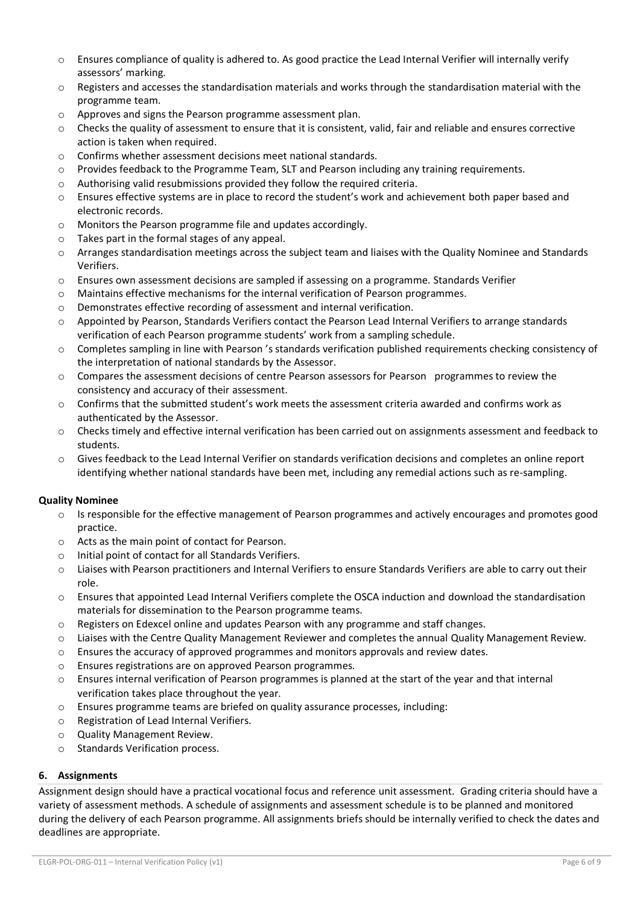- Ensures compliance of quality is adhered to. As good practice the Lead Internal Verifier will internally verify assessors' marking.
- Registers and accesses the standardisation materials and works through the standardisation material with the programme team.
- Approves and signs the Pearson programme assessment plan.
- Checks the quality of assessment to ensure that it is consistent, valid, fair and reliable and ensures corrective action is taken when required.
- Confirms whether assessment decisions meet national standards.
- Provides feedback to the Programme Team, SLT and Pearson including any training requirements.
- Authorising valid resubmissions provided they follow the required criteria.
- Ensures effective systems are in place to record the student's work and achievement both paper based and electronic records.
- Monitors the Pearson programme file and updates accordingly.
- Takes part in the formal stages of any appeal.
- Arranges standardisation meetings across the subject team and liaises with the Quality Nominee and Standards Verifiers.
- Ensures own assessment decisions are sampled if assessing on a programme. Standards Verifier
- Maintains effective mechanisms for the internal verification of Pearson programmes.
- Demonstrates effective recording of assessment and internal verification.
- Appointed by Pearson, Standards Verifiers contact the Pearson Lead Internal Verifiers to arrange standards verification of each Pearson programme students' work from a sampling schedule.
- Completes sampling in line with Pearson 's standards verification published requirements checking consistency of the interpretation of national standards by the Assessor.
- Compares the assessment decisions of centre Pearson assessors for Pearson programmes to review the consistency and accuracy of their assessment.
- Confirms that the submitted student's work meets the assessment criteria awarded and confirms work as authenticated by the Assessor.
- Checks timely and effective internal verification has been carried out on assignments assessment and feedback to students.
- Gives feedback to the Lead Internal Verifier on standards verification decisions and completes an online report identifying whether national standards have been met, including any remedial actions such as re-sampling.

**Quality Nominee**

- Is responsible for the effective management of Pearson programmes and actively encourages and promotes good practice.
- Acts as the main point of contact for Pearson.
- Initial point of contact for all Standards Verifiers.
- Liaises with Pearson practitioners and Internal Verifiers to ensure Standards Verifiers are able to carry out their role.
- Ensures that appointed Lead Internal Verifiers complete the OSCA induction and download the standardisation materials for dissemination to the Pearson programme teams.
- Registers on Edexcel online and updates Pearson with any programme and staff changes.
- Liaises with the Centre Quality Management Reviewer and completes the annual Quality Management Review.
- Ensures the accuracy of approved programmes and monitors approvals and review dates.
- Ensures registrations are on approved Pearson programmes.
- Ensures internal verification of Pearson programmes is planned at the start of the year and that internal verification takes place throughout the year.
- Ensures programme teams are briefed on quality assurance processes, including:
- Registration of Lead Internal Verifiers.
- Quality Management Review.
- Standards Verification process.

## 6. Assignments

Assignment design should have a practical vocational focus and reference unit assessment. Grading criteria should have a variety of assessment methods. A schedule of assignments and assessment schedule is to be planned and monitored during the delivery of each Pearson programme. All assignments briefs should be internally verified to check the dates and deadlines are appropriate.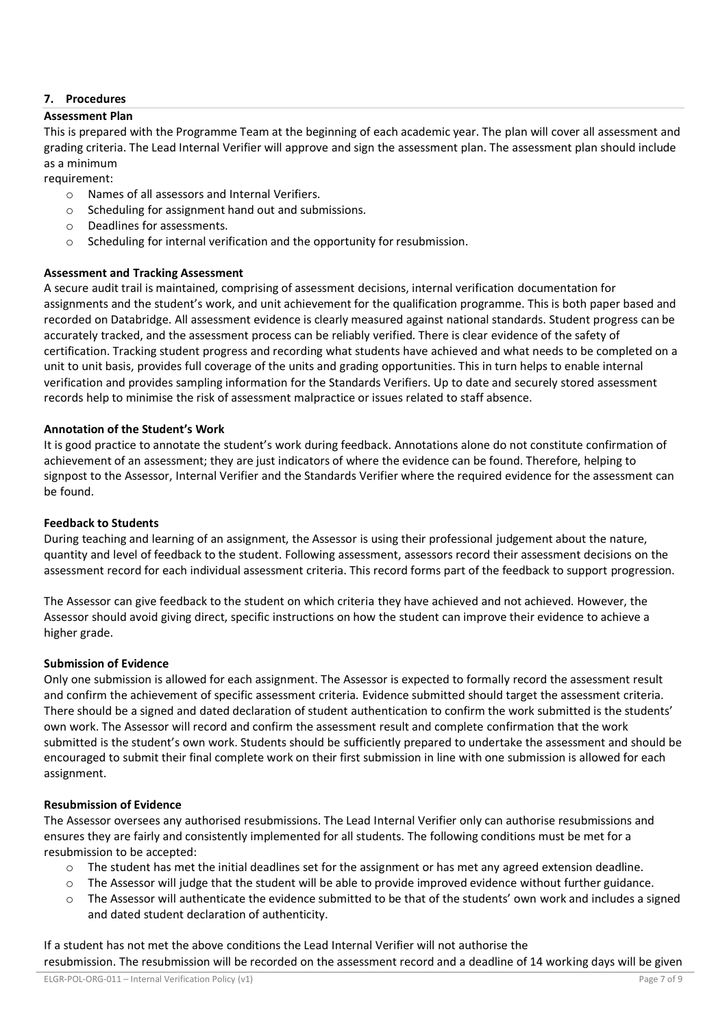## 7. Procedures

### Assessment Plan

This is prepared with the Programme Team at the beginning of each academic year. The plan will cover all assessment and grading criteria. The Lead Internal Verifier will approve and sign the assessment plan. The assessment plan should include as a minimum requirement:

- Names of all assessors and Internal Verifiers.
- Scheduling for assignment hand out and submissions.
- Deadlines for assessments.
- Scheduling for internal verification and the opportunity for resubmission.

### Assessment and Tracking Assessment

A secure audit trail is maintained, comprising of assessment decisions, internal verification documentation for assignments and the student's work, and unit achievement for the qualification programme. This is both paper based and recorded on Databridge. All assessment evidence is clearly measured against national standards. Student progress can be accurately tracked, and the assessment process can be reliably verified. There is clear evidence of the safety of certification. Tracking student progress and recording what students have achieved and what needs to be completed on a unit to unit basis, provides full coverage of the units and grading opportunities. This in turn helps to enable internal verification and provides sampling information for the Standards Verifiers. Up to date and securely stored assessment records help to minimise the risk of assessment malpractice or issues related to staff absence.

### Annotation of the Student's Work

It is good practice to annotate the student's work during feedback. Annotations alone do not constitute confirmation of achievement of an assessment; they are just indicators of where the evidence can be found. Therefore, helping to signpost to the Assessor, Internal Verifier and the Standards Verifier where the required evidence for the assessment can be found.

### Feedback to Students

During teaching and learning of an assignment, the Assessor is using their professional judgement about the nature, quantity and level of feedback to the student. Following assessment, assessors record their assessment decisions on the assessment record for each individual assessment criteria. This record forms part of the feedback to support progression.

The Assessor can give feedback to the student on which criteria they have achieved and not achieved. However, the Assessor should avoid giving direct, specific instructions on how the student can improve their evidence to achieve a higher grade.

### Submission of Evidence

Only one submission is allowed for each assignment. The Assessor is expected to formally record the assessment result and confirm the achievement of specific assessment criteria. Evidence submitted should target the assessment criteria. There should be a signed and dated declaration of student authentication to confirm the work submitted is the students' own work. The Assessor will record and confirm the assessment result and complete confirmation that the work submitted is the student's own work. Students should be sufficiently prepared to undertake the assessment and should be encouraged to submit their final complete work on their first submission in line with one submission is allowed for each assignment.

### Resubmission of Evidence

The Assessor oversees any authorised resubmissions. The Lead Internal Verifier only can authorise resubmissions and ensures they are fairly and consistently implemented for all students. The following conditions must be met for a resubmission to be accepted:

- The student has met the initial deadlines set for the assignment or has met any agreed extension deadline.
- The Assessor will judge that the student will be able to provide improved evidence without further guidance.
- The Assessor will authenticate the evidence submitted to be that of the students' own work and includes a signed and dated student declaration of authenticity.

If a student has not met the above conditions the Lead Internal Verifier will not authorise the resubmission. The resubmission will be recorded on the assessment record and a deadline of 14 working days will be given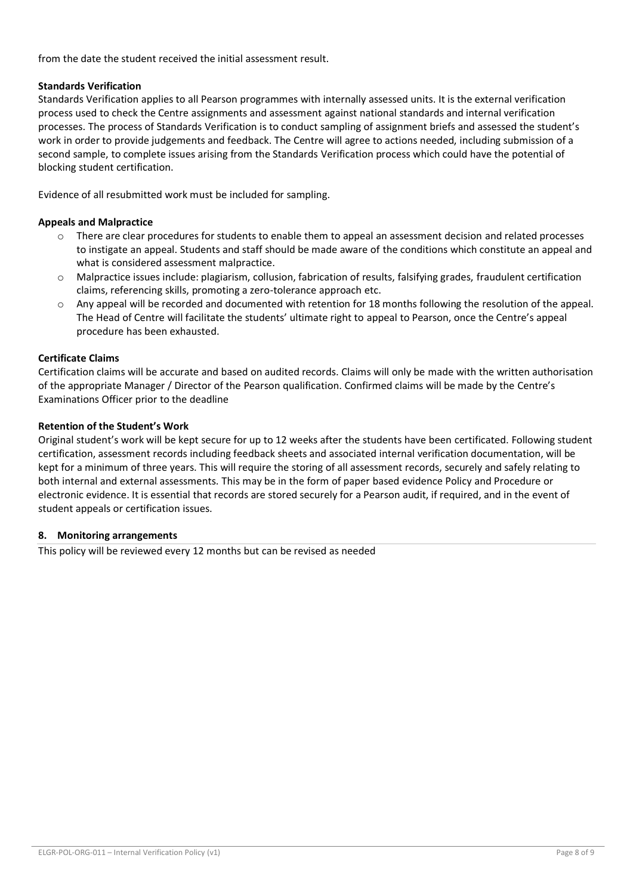from the date the student received the initial assessment result.

**Standards Verification**

Standards Verification applies to all Pearson programmes with internally assessed units. It is the external verification process used to check the Centre assignments and assessment against national standards and internal verification processes. The process of Standards Verification is to conduct sampling of assignment briefs and assessed the student's work in order to provide judgements and feedback. The Centre will agree to actions needed, including submission of a second sample, to complete issues arising from the Standards Verification process which could have the potential of blocking student certification.

Evidence of all resubmitted work must be included for sampling.

**Appeals and Malpractice**

- There are clear procedures for students to enable them to appeal an assessment decision and related processes to instigate an appeal. Students and staff should be made aware of the conditions which constitute an appeal and what is considered assessment malpractice.
- Malpractice issues include: plagiarism, collusion, fabrication of results, falsifying grades, fraudulent certification claims, referencing skills, promoting a zero-tolerance approach etc.
- Any appeal will be recorded and documented with retention for 18 months following the resolution of the appeal. The Head of Centre will facilitate the students' ultimate right to appeal to Pearson, once the Centre's appeal procedure has been exhausted.

**Certificate Claims**

Certification claims will be accurate and based on audited records. Claims will only be made with the written authorisation of the appropriate Manager / Director of the Pearson qualification. Confirmed claims will be made by the Centre's Examinations Officer prior to the deadline

**Retention of the Student's Work**

Original student's work will be kept secure for up to 12 weeks after the students have been certificated. Following student certification, assessment records including feedback sheets and associated internal verification documentation, will be kept for a minimum of three years. This will require the storing of all assessment records, securely and safely relating to both internal and external assessments. This may be in the form of paper based evidence Policy and Procedure or electronic evidence. It is essential that records are stored securely for a Pearson audit, if required, and in the event of student appeals or certification issues.

## 8. Monitoring arrangements

This policy will be reviewed every 12 months but can be revised as needed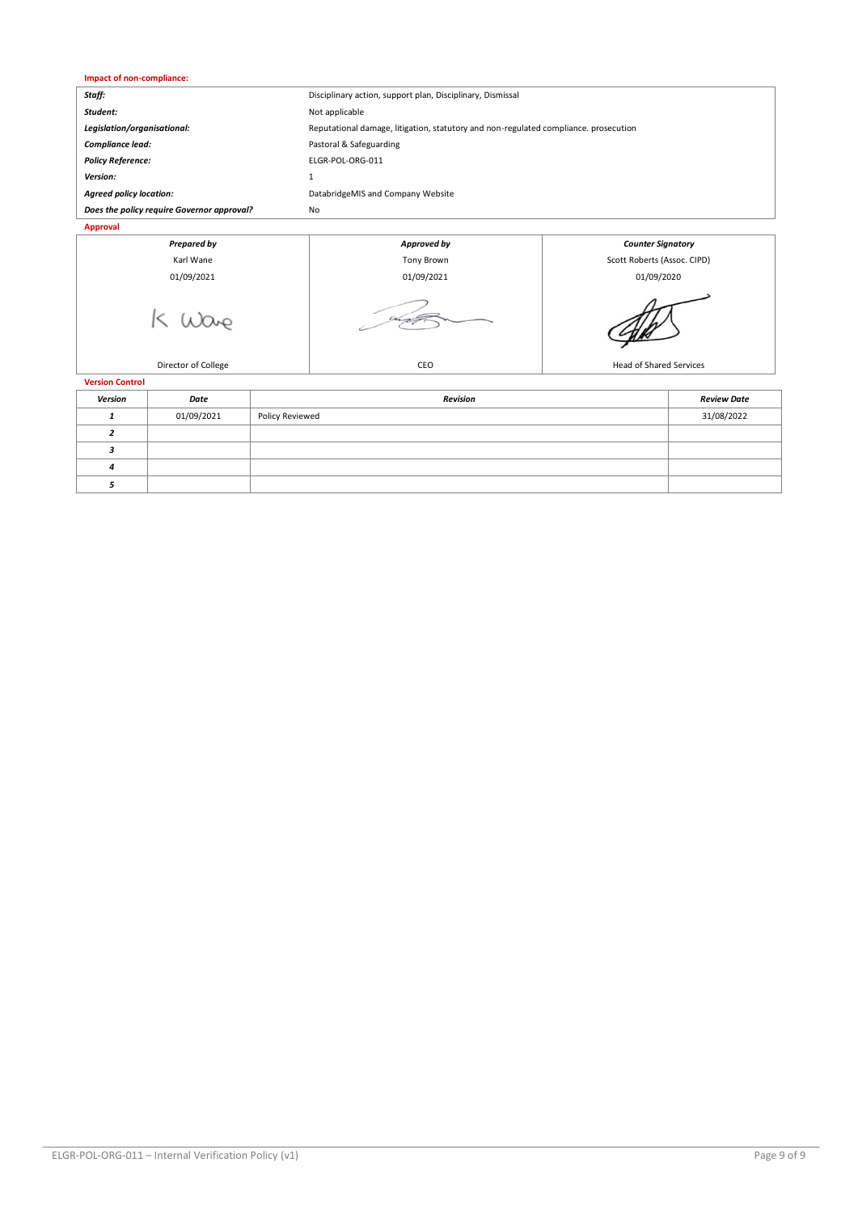**Impact of non-compliance:**

| | |
|---|---|
| ***Staff:*** | Disciplinary action, support plan, Disciplinary, Dismissal |
| ***Student:*** | Not applicable |
| ***Legislation/organisational:*** | Reputational damage, litigation, statutory and non-regulated compliance. prosecution |
| ***Compliance lead:*** | Pastoral & Safeguarding |
| ***Policy Reference:*** | ELGR-POL-ORG-011 |
| ***Version:*** | 1 |
| ***Agreed policy location:*** | DatabridgeMIS and Company Website |
| ***Does the policy require Governor approval?*** | No |

**Approval**

| ***Prepared by*** | ***Approved by*** | ***Counter Signatory*** |
|---|---|---|
| Karl Wane | Tony Brown | Scott Roberts (Assoc. CIPD) |
| 01/09/2021 | 01/09/2021 | 01/09/2020 |
| K Wane | | |
| Director of College | CEO | Head of Shared Services |

**Version Control**

| ***Version*** | ***Date*** | ***Revision*** | ***Review Date*** |
|---|---|---|---|
| ***1*** | 01/09/2021 | Policy Reviewed | 31/08/2022 |
| ***2*** | | | |
| ***3*** | | | |
| ***4*** | | | |
| ***5*** | | | |